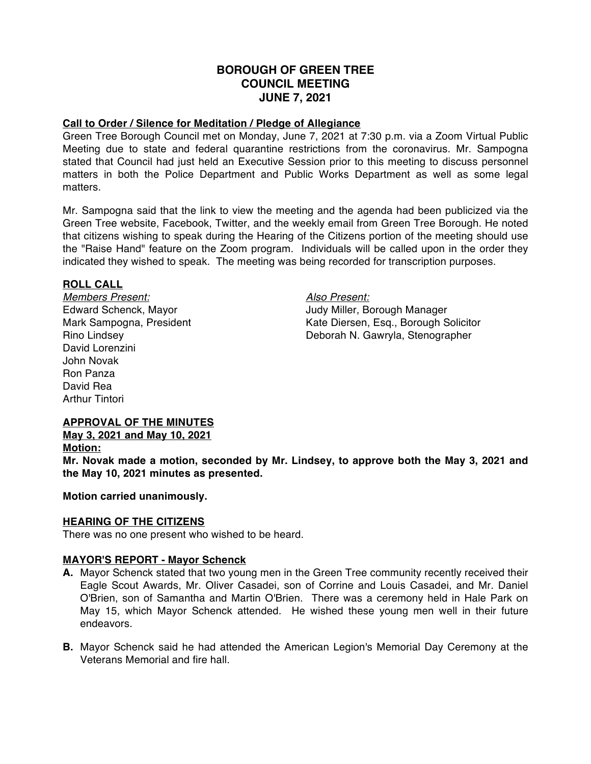# BOROUGH OF GREEN TREE
# COUNCIL MEETING
# JUNE 7, 2021

**Call to Order / Silence for Meditation / Pledge of Allegiance**

Green Tree Borough Council met on Monday, June 7, 2021 at 7:30 p.m. via a Zoom Virtual Public Meeting due to state and federal quarantine restrictions from the coronavirus. Mr. Sampogna stated that Council had just held an Executive Session prior to this meeting to discuss personnel matters in both the Police Department and Public Works Department as well as some legal matters.

Mr. Sampogna said that the link to view the meeting and the agenda had been publicized via the Green Tree website, Facebook, Twitter, and the weekly email from Green Tree Borough. He noted that citizens wishing to speak during the Hearing of the Citizens portion of the meeting should use the "Raise Hand" feature on the Zoom program. Individuals will be called upon in the order they indicated they wished to speak. The meeting was being recorded for transcription purposes.

**ROLL CALL**

*Members Present:*
Edward Schenck, Mayor
Mark Sampogna, President
Rino Lindsey
David Lorenzini
John Novak
Ron Panza
David Rea
Arthur Tintori

*Also Present:*
Judy Miller, Borough Manager
Kate Diersen, Esq., Borough Solicitor
Deborah N. Gawryla, Stenographer

**APPROVAL OF THE MINUTES**
**May 3, 2021 and May 10, 2021**
**Motion:**
**Mr. Novak made a motion, seconded by Mr. Lindsey, to approve both the May 3, 2021 and the May 10, 2021 minutes as presented.**

**Motion carried unanimously.**

**HEARING OF THE CITIZENS**

There was no one present who wished to be heard.

**MAYOR'S REPORT - Mayor Schenck**

**A.** Mayor Schenck stated that two young men in the Green Tree community recently received their Eagle Scout Awards, Mr. Oliver Casadei, son of Corrine and Louis Casadei, and Mr. Daniel O'Brien, son of Samantha and Martin O'Brien. There was a ceremony held in Hale Park on May 15, which Mayor Schenck attended. He wished these young men well in their future endeavors.

**B.** Mayor Schenck said he had attended the American Legion's Memorial Day Ceremony at the Veterans Memorial and fire hall.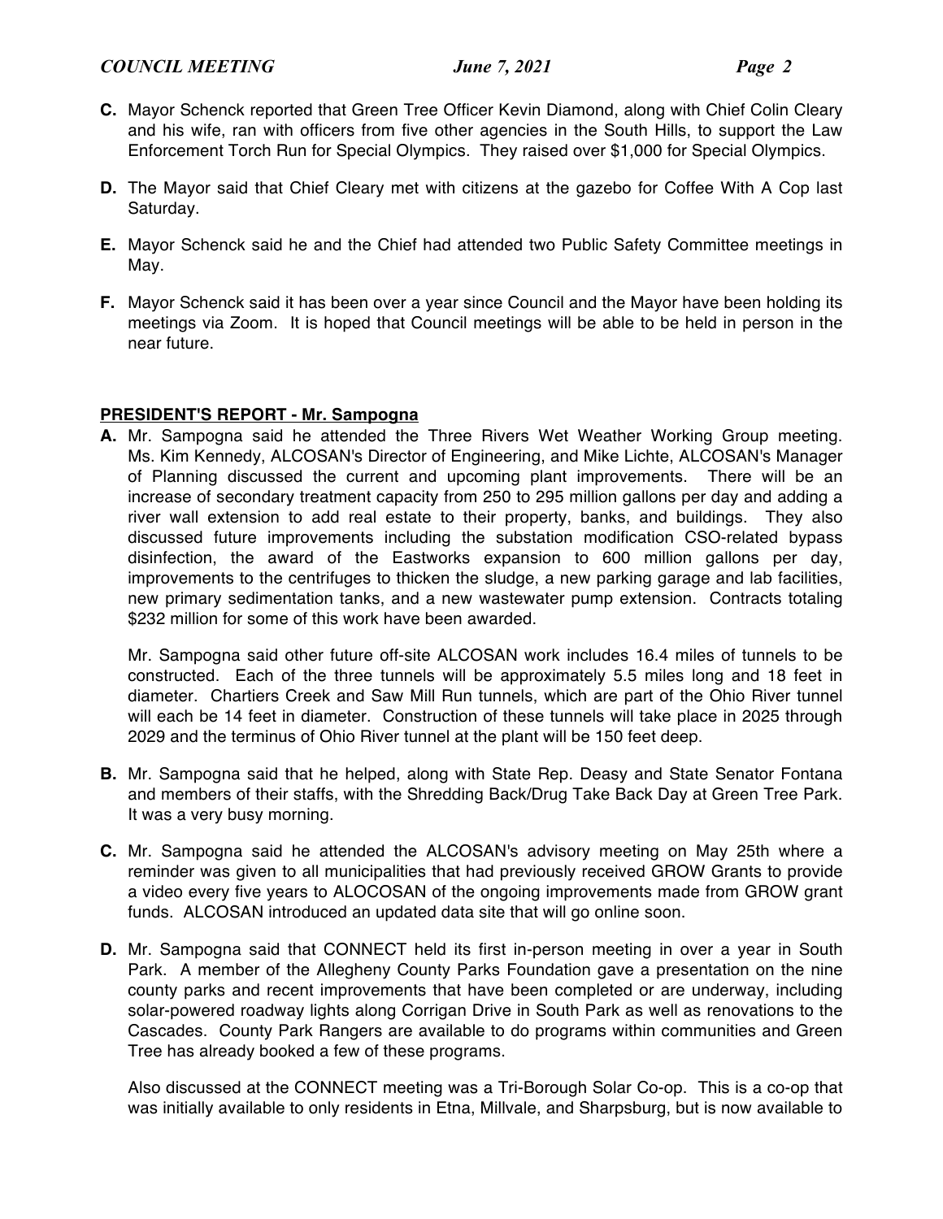**C.** Mayor Schenck reported that Green Tree Officer Kevin Diamond, along with Chief Colin Cleary and his wife, ran with officers from five other agencies in the South Hills, to support the Law Enforcement Torch Run for Special Olympics. They raised over $1,000 for Special Olympics.

**D.** The Mayor said that Chief Cleary met with citizens at the gazebo for Coffee With A Cop last Saturday.

**E.** Mayor Schenck said he and the Chief had attended two Public Safety Committee meetings in May.

**F.** Mayor Schenck said it has been over a year since Council and the Mayor have been holding its meetings via Zoom. It is hoped that Council meetings will be able to be held in person in the near future.

**PRESIDENT'S REPORT - Mr. Sampogna**

**A.** Mr. Sampogna said he attended the Three Rivers Wet Weather Working Group meeting. Ms. Kim Kennedy, ALCOSAN's Director of Engineering, and Mike Lichte, ALCOSAN's Manager of Planning discussed the current and upcoming plant improvements. There will be an increase of secondary treatment capacity from 250 to 295 million gallons per day and adding a river wall extension to add real estate to their property, banks, and buildings. They also discussed future improvements including the substation modification CSO-related bypass disinfection, the award of the Eastworks expansion to 600 million gallons per day, improvements to the centrifuges to thicken the sludge, a new parking garage and lab facilities, new primary sedimentation tanks, and a new wastewater pump extension. Contracts totaling $232 million for some of this work have been awarded.

Mr. Sampogna said other future off-site ALCOSAN work includes 16.4 miles of tunnels to be constructed. Each of the three tunnels will be approximately 5.5 miles long and 18 feet in diameter. Chartiers Creek and Saw Mill Run tunnels, which are part of the Ohio River tunnel will each be 14 feet in diameter. Construction of these tunnels will take place in 2025 through 2029 and the terminus of Ohio River tunnel at the plant will be 150 feet deep.

**B.** Mr. Sampogna said that he helped, along with State Rep. Deasy and State Senator Fontana and members of their staffs, with the Shredding Back/Drug Take Back Day at Green Tree Park. It was a very busy morning.

**C.** Mr. Sampogna said he attended the ALCOSAN's advisory meeting on May 25th where a reminder was given to all municipalities that had previously received GROW Grants to provide a video every five years to ALOCOSAN of the ongoing improvements made from GROW grant funds. ALCOSAN introduced an updated data site that will go online soon.

**D.** Mr. Sampogna said that CONNECT held its first in-person meeting in over a year in South Park. A member of the Allegheny County Parks Foundation gave a presentation on the nine county parks and recent improvements that have been completed or are underway, including solar-powered roadway lights along Corrigan Drive in South Park as well as renovations to the Cascades. County Park Rangers are available to do programs within communities and Green Tree has already booked a few of these programs.

Also discussed at the CONNECT meeting was a Tri-Borough Solar Co-op. This is a co-op that was initially available to only residents in Etna, Millvale, and Sharpsburg, but is now available to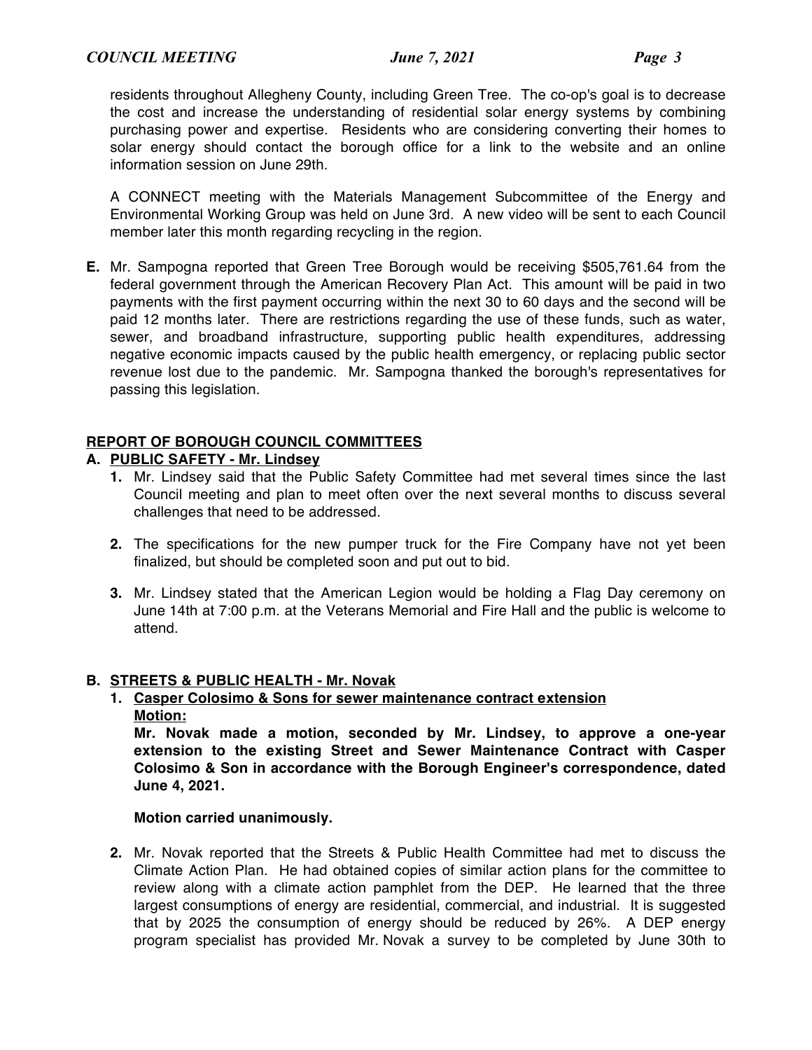residents throughout Allegheny County, including Green Tree. The co-op's goal is to decrease the cost and increase the understanding of residential solar energy systems by combining purchasing power and expertise. Residents who are considering converting their homes to solar energy should contact the borough office for a link to the website and an online information session on June 29th.

A CONNECT meeting with the Materials Management Subcommittee of the Energy and Environmental Working Group was held on June 3rd. A new video will be sent to each Council member later this month regarding recycling in the region.

**E.** Mr. Sampogna reported that Green Tree Borough would be receiving $505,761.64 from the federal government through the American Recovery Plan Act. This amount will be paid in two payments with the first payment occurring within the next 30 to 60 days and the second will be paid 12 months later. There are restrictions regarding the use of these funds, such as water, sewer, and broadband infrastructure, supporting public health expenditures, addressing negative economic impacts caused by the public health emergency, or replacing public sector revenue lost due to the pandemic. Mr. Sampogna thanked the borough's representatives for passing this legislation.

## REPORT OF BOROUGH COUNCIL COMMITTEES

### A. PUBLIC SAFETY - Mr. Lindsey

**1.** Mr. Lindsey said that the Public Safety Committee had met several times since the last Council meeting and plan to meet often over the next several months to discuss several challenges that need to be addressed.

**2.** The specifications for the new pumper truck for the Fire Company have not yet been finalized, but should be completed soon and put out to bid.

**3.** Mr. Lindsey stated that the American Legion would be holding a Flag Day ceremony on June 14th at 7:00 p.m. at the Veterans Memorial and Fire Hall and the public is welcome to attend.

### B. STREETS & PUBLIC HEALTH - Mr. Novak

**1. Casper Colosimo & Sons for sewer maintenance contract extension**

**Motion:**

**Mr. Novak made a motion, seconded by Mr. Lindsey, to approve a one-year extension to the existing Street and Sewer Maintenance Contract with Casper Colosimo & Son in accordance with the Borough Engineer's correspondence, dated June 4, 2021.**

**Motion carried unanimously.**

**2.** Mr. Novak reported that the Streets & Public Health Committee had met to discuss the Climate Action Plan. He had obtained copies of similar action plans for the committee to review along with a climate action pamphlet from the DEP. He learned that the three largest consumptions of energy are residential, commercial, and industrial. It is suggested that by 2025 the consumption of energy should be reduced by 26%. A DEP energy program specialist has provided Mr. Novak a survey to be completed by June 30th to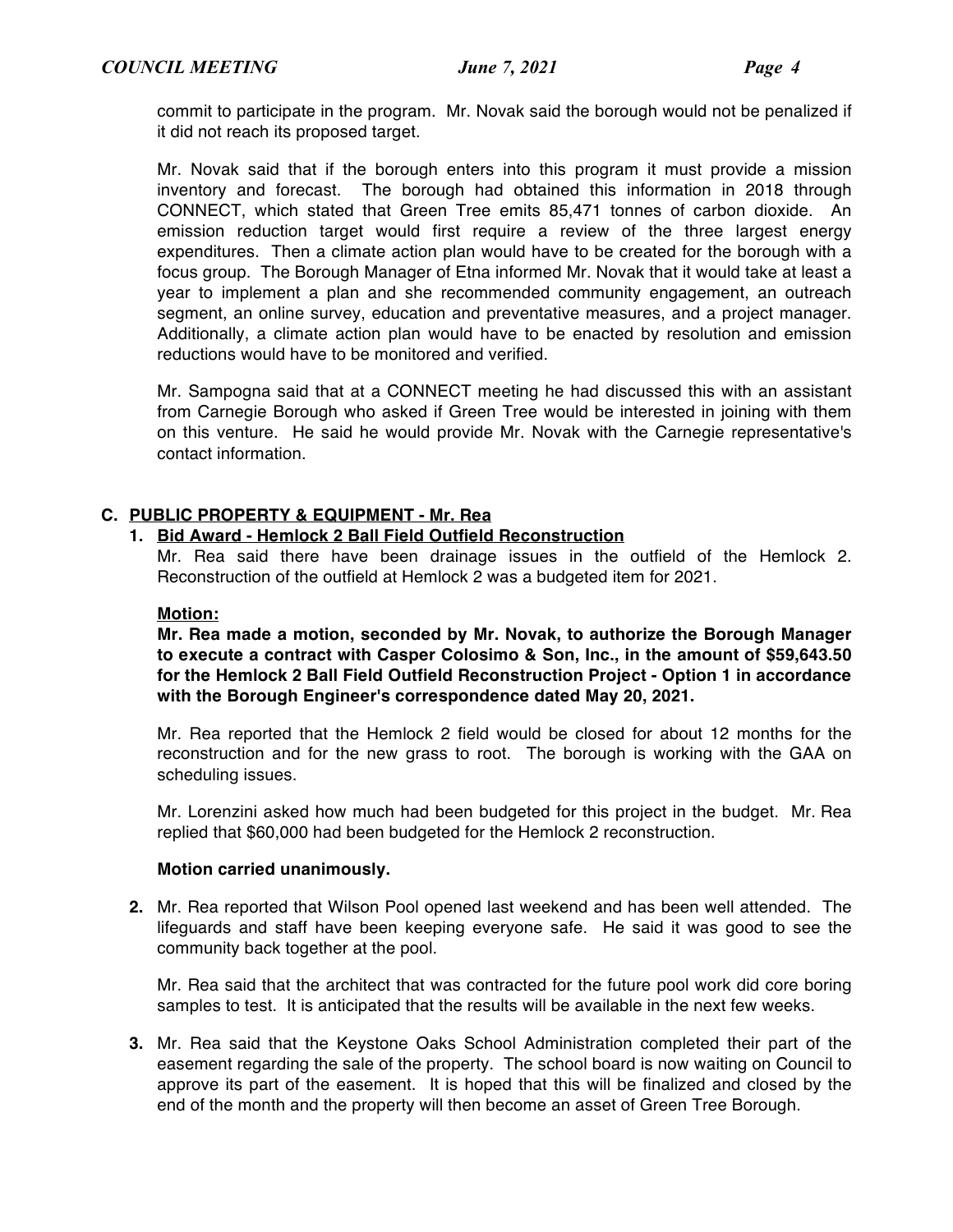commit to participate in the program. Mr. Novak said the borough would not be penalized if it did not reach its proposed target.

Mr. Novak said that if the borough enters into this program it must provide a mission inventory and forecast. The borough had obtained this information in 2018 through CONNECT, which stated that Green Tree emits 85,471 tonnes of carbon dioxide. An emission reduction target would first require a review of the three largest energy expenditures. Then a climate action plan would have to be created for the borough with a focus group. The Borough Manager of Etna informed Mr. Novak that it would take at least a year to implement a plan and she recommended community engagement, an outreach segment, an online survey, education and preventative measures, and a project manager. Additionally, a climate action plan would have to be enacted by resolution and emission reductions would have to be monitored and verified.

Mr. Sampogna said that at a CONNECT meeting he had discussed this with an assistant from Carnegie Borough who asked if Green Tree would be interested in joining with them on this venture. He said he would provide Mr. Novak with the Carnegie representative's contact information.

## C. PUBLIC PROPERTY & EQUIPMENT - Mr. Rea

### 1. Bid Award - Hemlock 2 Ball Field Outfield Reconstruction

Mr. Rea said there have been drainage issues in the outfield of the Hemlock 2. Reconstruction of the outfield at Hemlock 2 was a budgeted item for 2021.

**Motion:**

**Mr. Rea made a motion, seconded by Mr. Novak, to authorize the Borough Manager to execute a contract with Casper Colosimo & Son, Inc., in the amount of $59,643.50 for the Hemlock 2 Ball Field Outfield Reconstruction Project - Option 1 in accordance with the Borough Engineer's correspondence dated May 20, 2021.**

Mr. Rea reported that the Hemlock 2 field would be closed for about 12 months for the reconstruction and for the new grass to root. The borough is working with the GAA on scheduling issues.

Mr. Lorenzini asked how much had been budgeted for this project in the budget. Mr. Rea replied that $60,000 had been budgeted for the Hemlock 2 reconstruction.

**Motion carried unanimously.**

**2.** Mr. Rea reported that Wilson Pool opened last weekend and has been well attended. The lifeguards and staff have been keeping everyone safe. He said it was good to see the community back together at the pool.

Mr. Rea said that the architect that was contracted for the future pool work did core boring samples to test. It is anticipated that the results will be available in the next few weeks.

**3.** Mr. Rea said that the Keystone Oaks School Administration completed their part of the easement regarding the sale of the property. The school board is now waiting on Council to approve its part of the easement. It is hoped that this will be finalized and closed by the end of the month and the property will then become an asset of Green Tree Borough.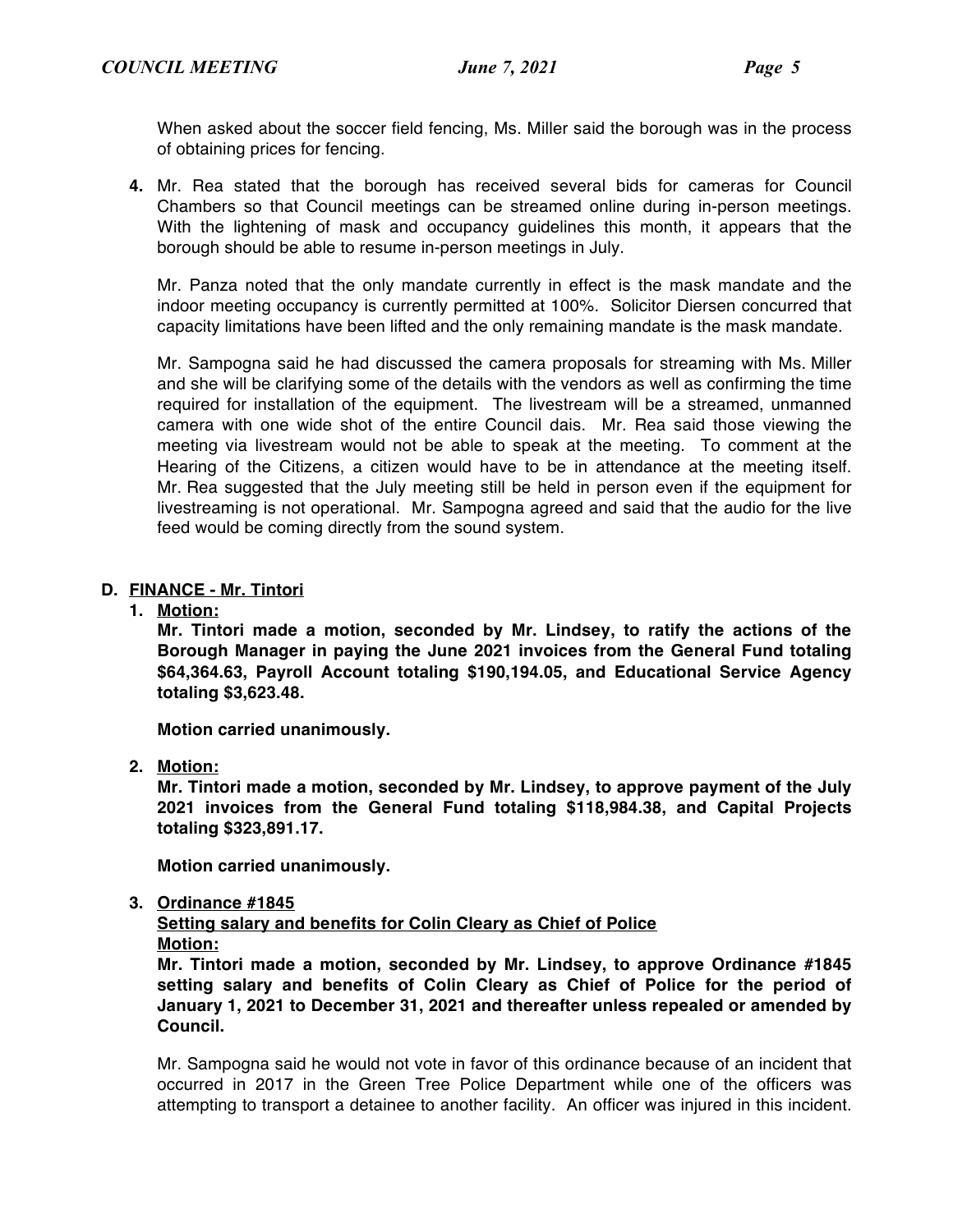When asked about the soccer field fencing, Ms. Miller said the borough was in the process of obtaining prices for fencing.

**4.** Mr. Rea stated that the borough has received several bids for cameras for Council Chambers so that Council meetings can be streamed online during in-person meetings. With the lightening of mask and occupancy guidelines this month, it appears that the borough should be able to resume in-person meetings in July.

Mr. Panza noted that the only mandate currently in effect is the mask mandate and the indoor meeting occupancy is currently permitted at 100%. Solicitor Diersen concurred that capacity limitations have been lifted and the only remaining mandate is the mask mandate.

Mr. Sampogna said he had discussed the camera proposals for streaming with Ms. Miller and she will be clarifying some of the details with the vendors as well as confirming the time required for installation of the equipment. The livestream will be a streamed, unmanned camera with one wide shot of the entire Council dais. Mr. Rea said those viewing the meeting via livestream would not be able to speak at the meeting. To comment at the Hearing of the Citizens, a citizen would have to be in attendance at the meeting itself. Mr. Rea suggested that the July meeting still be held in person even if the equipment for livestreaming is not operational. Mr. Sampogna agreed and said that the audio for the live feed would be coming directly from the sound system.

**D. <u>FINANCE - Mr. Tintori</u>**

**1. <u>Motion:</u>**

**Mr. Tintori made a motion, seconded by Mr. Lindsey, to ratify the actions of the Borough Manager in paying the June 2021 invoices from the General Fund totaling $64,364.63, Payroll Account totaling $190,194.05, and Educational Service Agency totaling $3,623.48.**

**Motion carried unanimously.**

**2. <u>Motion:</u>**

**Mr. Tintori made a motion, seconded by Mr. Lindsey, to approve payment of the July 2021 invoices from the General Fund totaling $118,984.38, and Capital Projects totaling $323,891.17.**

**Motion carried unanimously.**

**3. <u>Ordinance #1845</u>**

**<u>Setting salary and benefits for Colin Cleary as Chief of Police</u>**

**<u>Motion:</u>**

**Mr. Tintori made a motion, seconded by Mr. Lindsey, to approve Ordinance #1845 setting salary and benefits of Colin Cleary as Chief of Police for the period of January 1, 2021 to December 31, 2021 and thereafter unless repealed or amended by Council.**

Mr. Sampogna said he would not vote in favor of this ordinance because of an incident that occurred in 2017 in the Green Tree Police Department while one of the officers was attempting to transport a detainee to another facility. An officer was injured in this incident.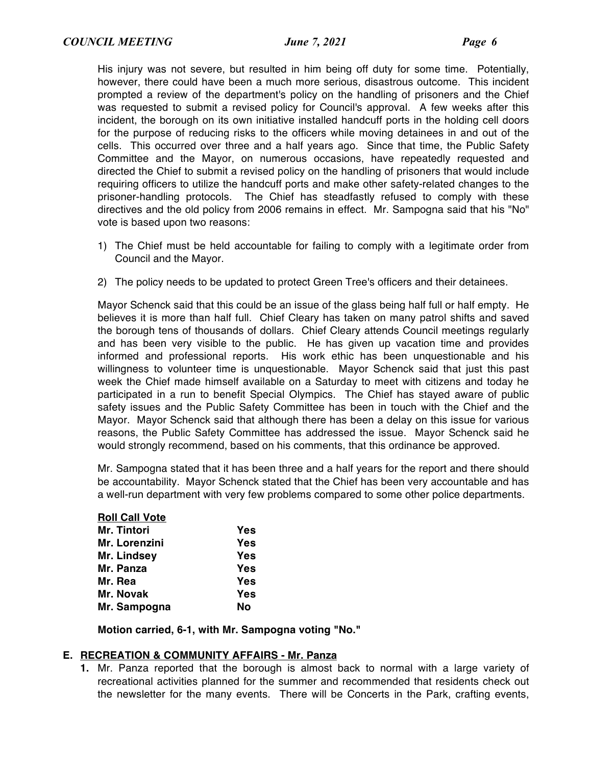His injury was not severe, but resulted in him being off duty for some time. Potentially, however, there could have been a much more serious, disastrous outcome. This incident prompted a review of the department's policy on the handling of prisoners and the Chief was requested to submit a revised policy for Council's approval. A few weeks after this incident, the borough on its own initiative installed handcuff ports in the holding cell doors for the purpose of reducing risks to the officers while moving detainees in and out of the cells. This occurred over three and a half years ago. Since that time, the Public Safety Committee and the Mayor, on numerous occasions, have repeatedly requested and directed the Chief to submit a revised policy on the handling of prisoners that would include requiring officers to utilize the handcuff ports and make other safety-related changes to the prisoner-handling protocols. The Chief has steadfastly refused to comply with these directives and the old policy from 2006 remains in effect. Mr. Sampogna said that his "No" vote is based upon two reasons:

1) The Chief must be held accountable for failing to comply with a legitimate order from Council and the Mayor.
2) The policy needs to be updated to protect Green Tree's officers and their detainees.

Mayor Schenck said that this could be an issue of the glass being half full or half empty. He believes it is more than half full. Chief Cleary has taken on many patrol shifts and saved the borough tens of thousands of dollars. Chief Cleary attends Council meetings regularly and has been very visible to the public. He has given up vacation time and provides informed and professional reports. His work ethic has been unquestionable and his willingness to volunteer time is unquestionable. Mayor Schenck said that just this past week the Chief made himself available on a Saturday to meet with citizens and today he participated in a run to benefit Special Olympics. The Chief has stayed aware of public safety issues and the Public Safety Committee has been in touch with the Chief and the Mayor. Mayor Schenck said that although there has been a delay on this issue for various reasons, the Public Safety Committee has addressed the issue. Mayor Schenck said he would strongly recommend, based on his comments, that this ordinance be approved.

Mr. Sampogna stated that it has been three and a half years for the report and there should be accountability. Mayor Schenck stated that the Chief has been very accountable and has a well-run department with very few problems compared to some other police departments.

**Roll Call Vote**

| | |
|---|---|
| **Mr. Tintori** | **Yes** |
| **Mr. Lorenzini** | **Yes** |
| **Mr. Lindsey** | **Yes** |
| **Mr. Panza** | **Yes** |
| **Mr. Rea** | **Yes** |
| **Mr. Novak** | **Yes** |
| **Mr. Sampogna** | **No** |

**Motion carried, 6-1, with Mr. Sampogna voting "No."**

## E. RECREATION & COMMUNITY AFFAIRS - Mr. Panza

**1.** Mr. Panza reported that the borough is almost back to normal with a large variety of recreational activities planned for the summer and recommended that residents check out the newsletter for the many events. There will be Concerts in the Park, crafting events,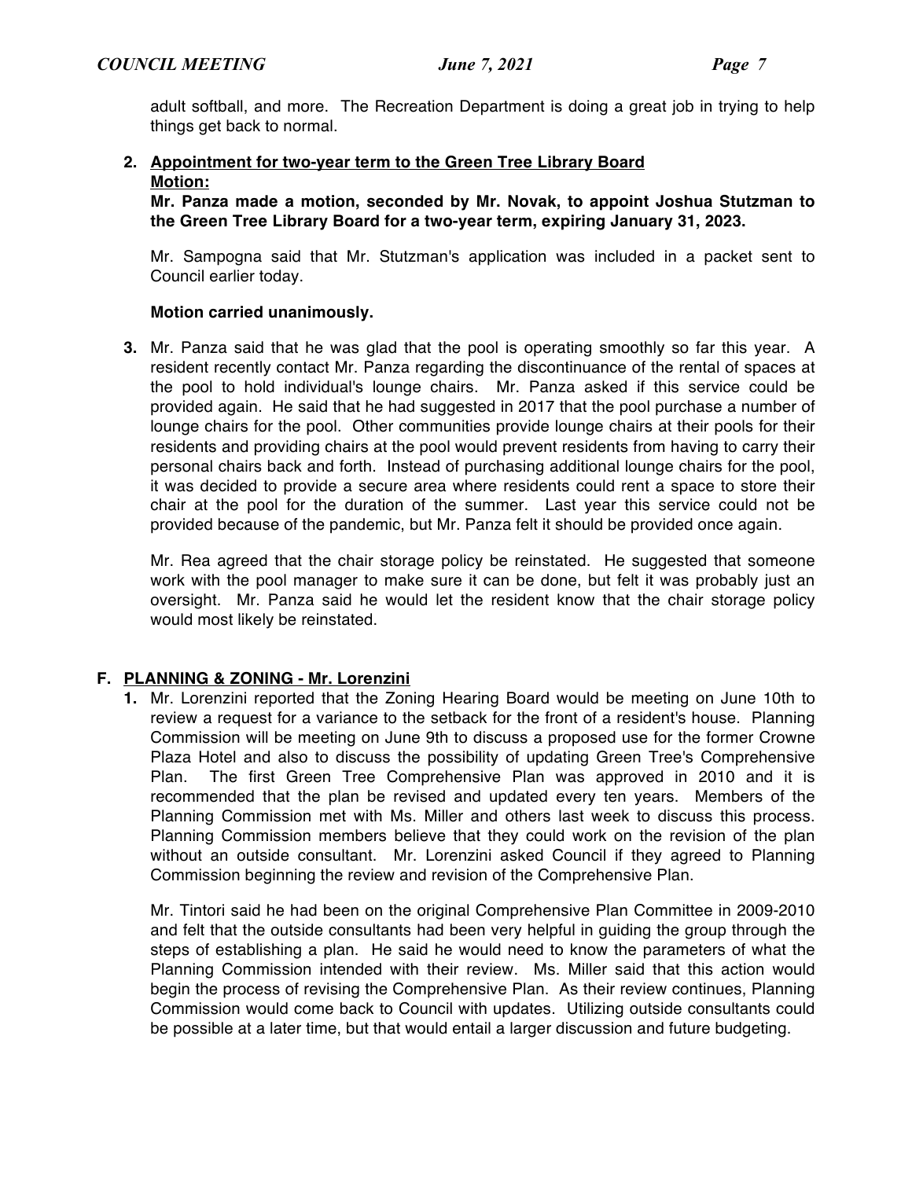adult softball, and more. The Recreation Department is doing a great job in trying to help things get back to normal.

2. **Appointment for two-year term to the Green Tree Library Board**
   **Motion:**
   **Mr. Panza made a motion, seconded by Mr. Novak, to appoint Joshua Stutzman to the Green Tree Library Board for a two-year term, expiring January 31, 2023.**

   Mr. Sampogna said that Mr. Stutzman's application was included in a packet sent to Council earlier today.

   **Motion carried unanimously.**

3. Mr. Panza said that he was glad that the pool is operating smoothly so far this year. A resident recently contact Mr. Panza regarding the discontinuance of the rental of spaces at the pool to hold individual's lounge chairs. Mr. Panza asked if this service could be provided again. He said that he had suggested in 2017 that the pool purchase a number of lounge chairs for the pool. Other communities provide lounge chairs at their pools for their residents and providing chairs at the pool would prevent residents from having to carry their personal chairs back and forth. Instead of purchasing additional lounge chairs for the pool, it was decided to provide a secure area where residents could rent a space to store their chair at the pool for the duration of the summer. Last year this service could not be provided because of the pandemic, but Mr. Panza felt it should be provided once again.

   Mr. Rea agreed that the chair storage policy be reinstated. He suggested that someone work with the pool manager to make sure it can be done, but felt it was probably just an oversight. Mr. Panza said he would let the resident know that the chair storage policy would most likely be reinstated.

## F. PLANNING & ZONING - Mr. Lorenzini

1. Mr. Lorenzini reported that the Zoning Hearing Board would be meeting on June 10th to review a request for a variance to the setback for the front of a resident's house. Planning Commission will be meeting on June 9th to discuss a proposed use for the former Crowne Plaza Hotel and also to discuss the possibility of updating Green Tree's Comprehensive Plan. The first Green Tree Comprehensive Plan was approved in 2010 and it is recommended that the plan be revised and updated every ten years. Members of the Planning Commission met with Ms. Miller and others last week to discuss this process. Planning Commission members believe that they could work on the revision of the plan without an outside consultant. Mr. Lorenzini asked Council if they agreed to Planning Commission beginning the review and revision of the Comprehensive Plan.

   Mr. Tintori said he had been on the original Comprehensive Plan Committee in 2009-2010 and felt that the outside consultants had been very helpful in guiding the group through the steps of establishing a plan. He said he would need to know the parameters of what the Planning Commission intended with their review. Ms. Miller said that this action would begin the process of revising the Comprehensive Plan. As their review continues, Planning Commission would come back to Council with updates. Utilizing outside consultants could be possible at a later time, but that would entail a larger discussion and future budgeting.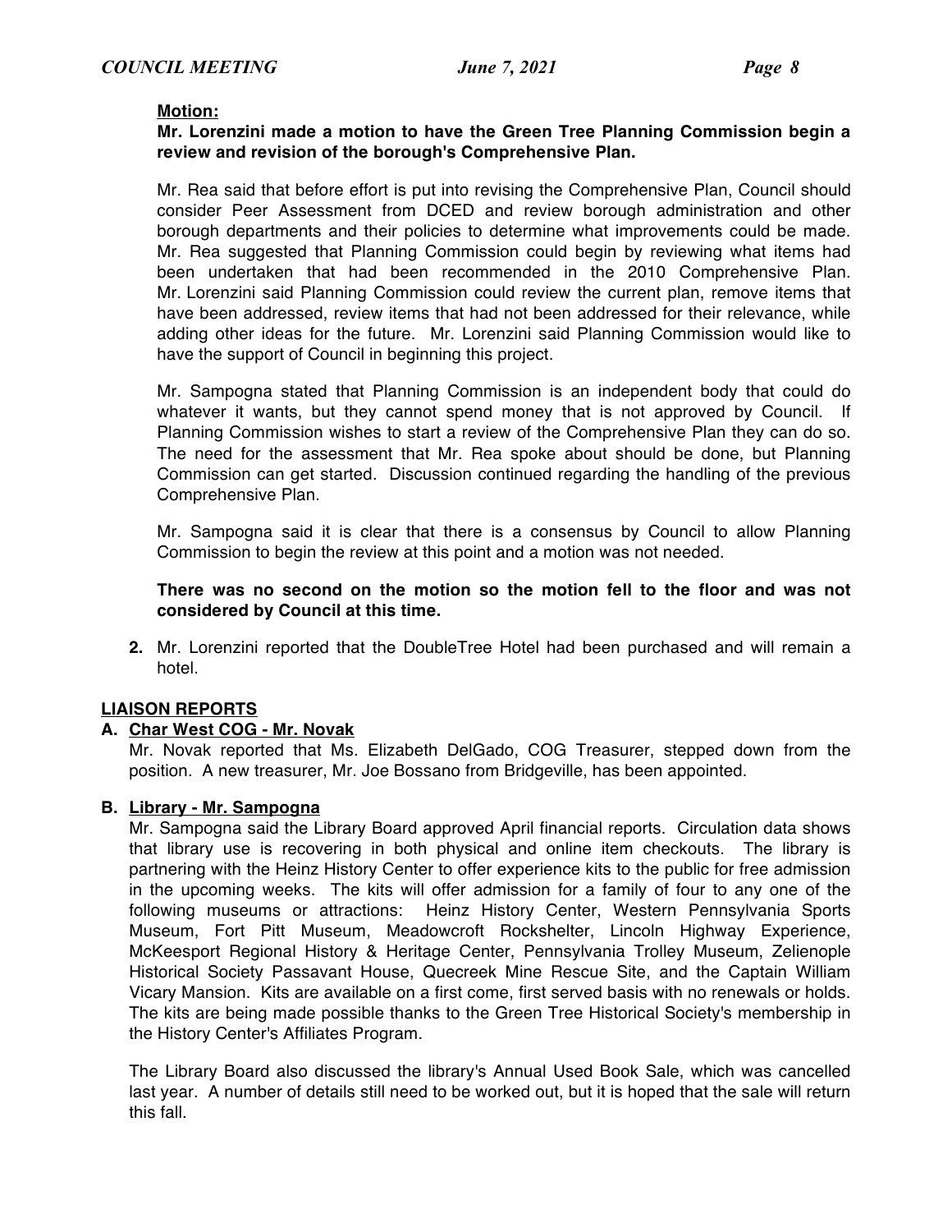**Motion:**

**Mr. Lorenzini made a motion to have the Green Tree Planning Commission begin a review and revision of the borough's Comprehensive Plan.**

Mr. Rea said that before effort is put into revising the Comprehensive Plan, Council should consider Peer Assessment from DCED and review borough administration and other borough departments and their policies to determine what improvements could be made. Mr. Rea suggested that Planning Commission could begin by reviewing what items had been undertaken that had been recommended in the 2010 Comprehensive Plan. Mr. Lorenzini said Planning Commission could review the current plan, remove items that have been addressed, review items that had not been addressed for their relevance, while adding other ideas for the future. Mr. Lorenzini said Planning Commission would like to have the support of Council in beginning this project.

Mr. Sampogna stated that Planning Commission is an independent body that could do whatever it wants, but they cannot spend money that is not approved by Council. If Planning Commission wishes to start a review of the Comprehensive Plan they can do so. The need for the assessment that Mr. Rea spoke about should be done, but Planning Commission can get started. Discussion continued regarding the handling of the previous Comprehensive Plan.

Mr. Sampogna said it is clear that there is a consensus by Council to allow Planning Commission to begin the review at this point and a motion was not needed.

**There was no second on the motion so the motion fell to the floor and was not considered by Council at this time.**

2. Mr. Lorenzini reported that the DoubleTree Hotel had been purchased and will remain a hotel.

## LIAISON REPORTS

### A. Char West COG - Mr. Novak

Mr. Novak reported that Ms. Elizabeth DelGado, COG Treasurer, stepped down from the position. A new treasurer, Mr. Joe Bossano from Bridgeville, has been appointed.

### B. Library - Mr. Sampogna

Mr. Sampogna said the Library Board approved April financial reports. Circulation data shows that library use is recovering in both physical and online item checkouts. The library is partnering with the Heinz History Center to offer experience kits to the public for free admission in the upcoming weeks. The kits will offer admission for a family of four to any one of the following museums or attractions: Heinz History Center, Western Pennsylvania Sports Museum, Fort Pitt Museum, Meadowcroft Rockshelter, Lincoln Highway Experience, McKeesport Regional History & Heritage Center, Pennsylvania Trolley Museum, Zelienople Historical Society Passavant House, Quecreek Mine Rescue Site, and the Captain William Vicary Mansion. Kits are available on a first come, first served basis with no renewals or holds. The kits are being made possible thanks to the Green Tree Historical Society's membership in the History Center's Affiliates Program.

The Library Board also discussed the library's Annual Used Book Sale, which was cancelled last year. A number of details still need to be worked out, but it is hoped that the sale will return this fall.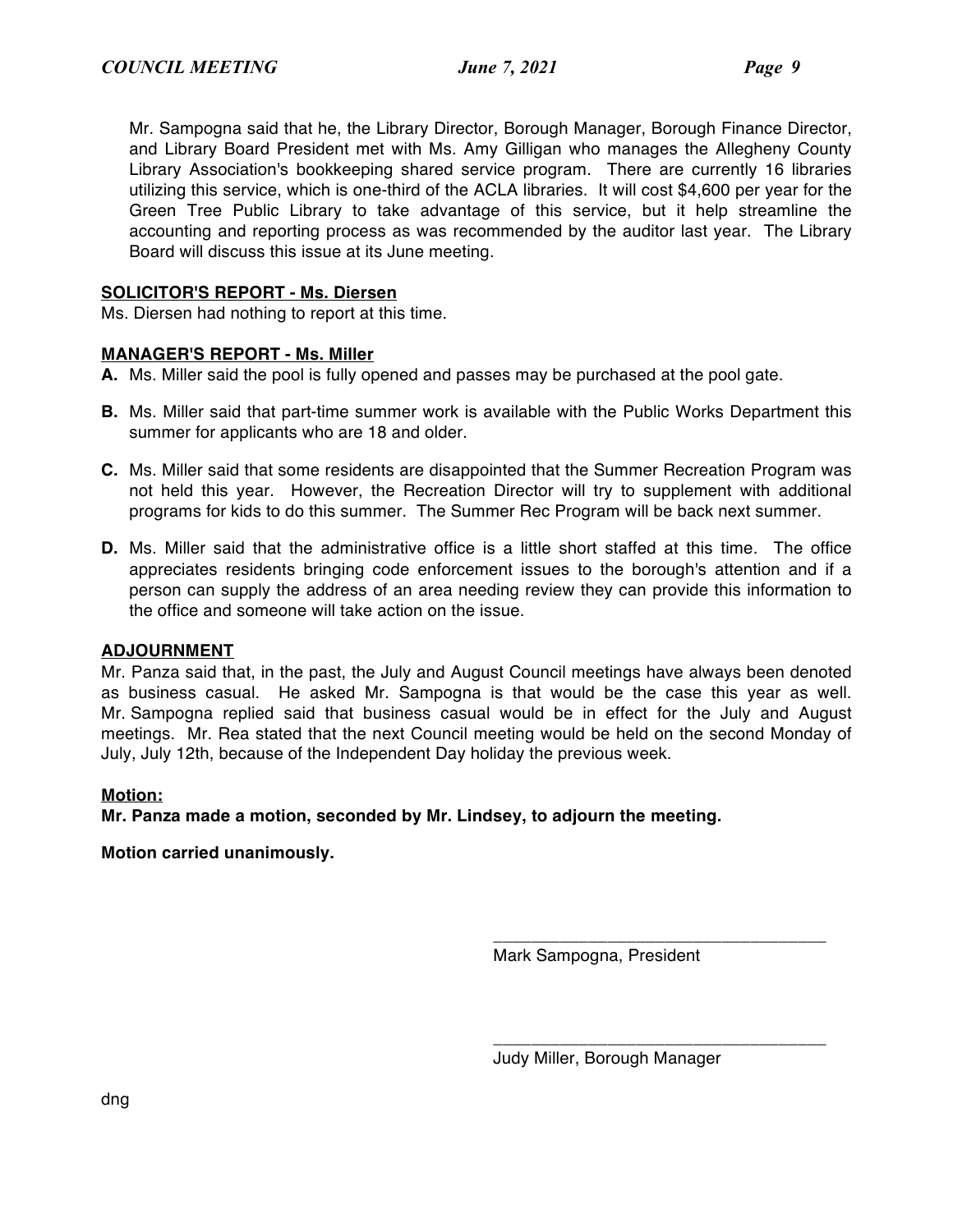Mr. Sampogna said that he, the Library Director, Borough Manager, Borough Finance Director, and Library Board President met with Ms. Amy Gilligan who manages the Allegheny County Library Association's bookkeeping shared service program. There are currently 16 libraries utilizing this service, which is one-third of the ACLA libraries. It will cost $4,600 per year for the Green Tree Public Library to take advantage of this service, but it help streamline the accounting and reporting process as was recommended by the auditor last year. The Library Board will discuss this issue at its June meeting.

**SOLICITOR'S REPORT - Ms. Diersen**

Ms. Diersen had nothing to report at this time.

**MANAGER'S REPORT - Ms. Miller**

**A.** Ms. Miller said the pool is fully opened and passes may be purchased at the pool gate.

**B.** Ms. Miller said that part-time summer work is available with the Public Works Department this summer for applicants who are 18 and older.

**C.** Ms. Miller said that some residents are disappointed that the Summer Recreation Program was not held this year. However, the Recreation Director will try to supplement with additional programs for kids to do this summer. The Summer Rec Program will be back next summer.

**D.** Ms. Miller said that the administrative office is a little short staffed at this time. The office appreciates residents bringing code enforcement issues to the borough's attention and if a person can supply the address of an area needing review they can provide this information to the office and someone will take action on the issue.

**ADJOURNMENT**

Mr. Panza said that, in the past, the July and August Council meetings have always been denoted as business casual. He asked Mr. Sampogna is that would be the case this year as well. Mr. Sampogna replied said that business casual would be in effect for the July and August meetings. Mr. Rea stated that the next Council meeting would be held on the second Monday of July, July 12th, because of the Independent Day holiday the previous week.

**Motion:**

**Mr. Panza made a motion, seconded by Mr. Lindsey, to adjourn the meeting.**

**Motion carried unanimously.**

_________________________________
Mark Sampogna, President

_________________________________
Judy Miller, Borough Manager

dng